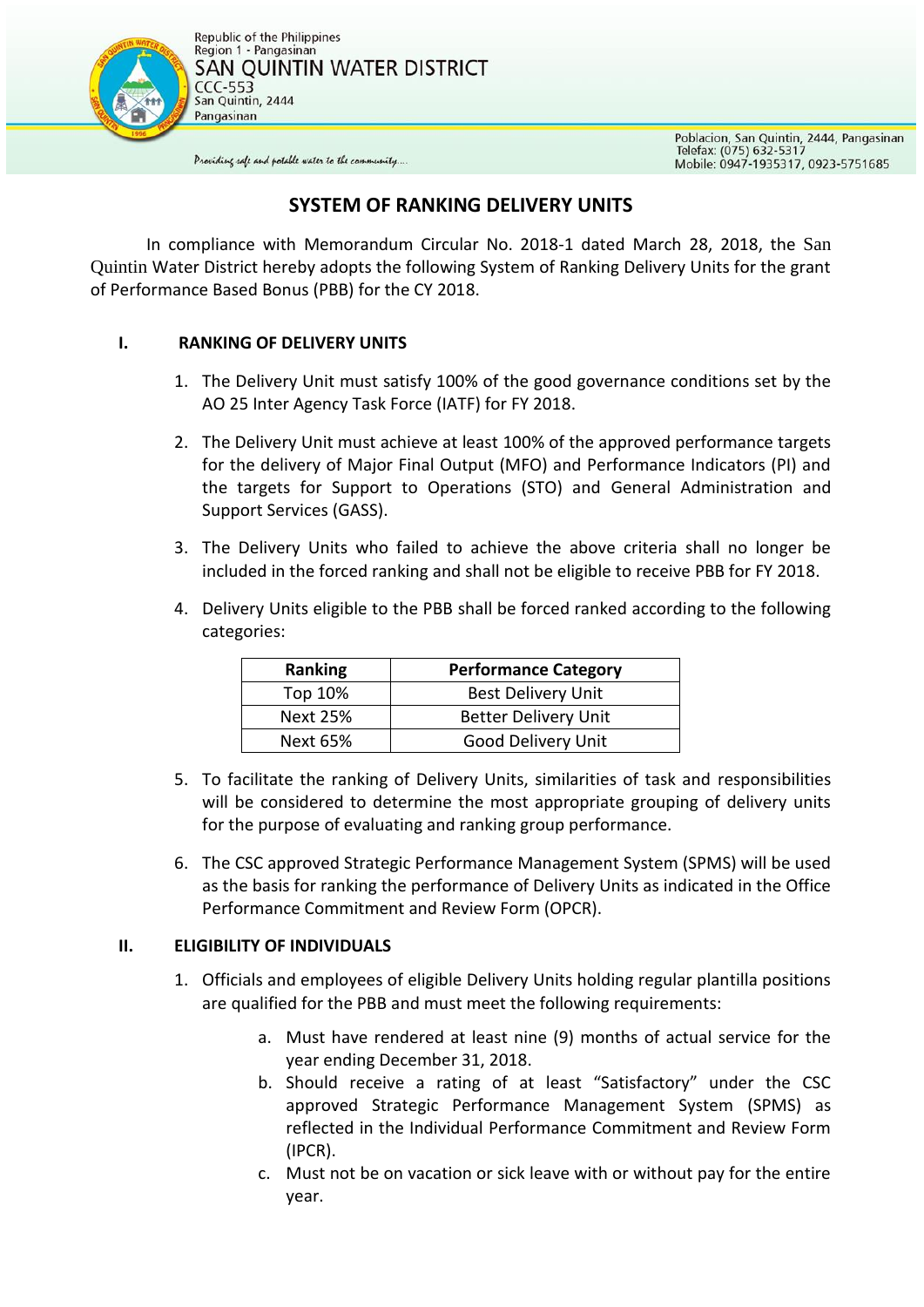Republic of the Philippines
Region 1 - Pangasinan
SAN QUINTIN WATER DISTRICT
CCC-553
San Quintin, 2444
Pangasinan

*Providing safe and potable water to the community....*

Poblacion, San Quintin, 2444, Pangasinan
Telefax: (075) 632-5317
Mobile: 0947-1935317, 0923-5751685

# SYSTEM OF RANKING DELIVERY UNITS

In compliance with Memorandum Circular No. 2018-1 dated March 28, 2018, the San Quintin Water District hereby adopts the following System of Ranking Delivery Units for the grant of Performance Based Bonus (PBB) for the CY 2018.

## I. RANKING OF DELIVERY UNITS

1. The Delivery Unit must satisfy 100% of the good governance conditions set by the AO 25 Inter Agency Task Force (IATF) for FY 2018.
2. The Delivery Unit must achieve at least 100% of the approved performance targets for the delivery of Major Final Output (MFO) and Performance Indicators (PI) and the targets for Support to Operations (STO) and General Administration and Support Services (GASS).
3. The Delivery Units who failed to achieve the above criteria shall no longer be included in the forced ranking and shall not be eligible to receive PBB for FY 2018.
4. Delivery Units eligible to the PBB shall be forced ranked according to the following categories:

| Ranking | Performance Category |
|---|---|
| Top 10% | Best Delivery Unit |
| Next 25% | Better Delivery Unit |
| Next 65% | Good Delivery Unit |

5. To facilitate the ranking of Delivery Units, similarities of task and responsibilities will be considered to determine the most appropriate grouping of delivery units for the purpose of evaluating and ranking group performance.
6. The CSC approved Strategic Performance Management System (SPMS) will be used as the basis for ranking the performance of Delivery Units as indicated in the Office Performance Commitment and Review Form (OPCR).

## II. ELIGIBILITY OF INDIVIDUALS

1. Officials and employees of eligible Delivery Units holding regular plantilla positions are qualified for the PBB and must meet the following requirements:
   a. Must have rendered at least nine (9) months of actual service for the year ending December 31, 2018.
   b. Should receive a rating of at least "Satisfactory" under the CSC approved Strategic Performance Management System (SPMS) as reflected in the Individual Performance Commitment and Review Form (IPCR).
   c. Must not be on vacation or sick leave with or without pay for the entire year.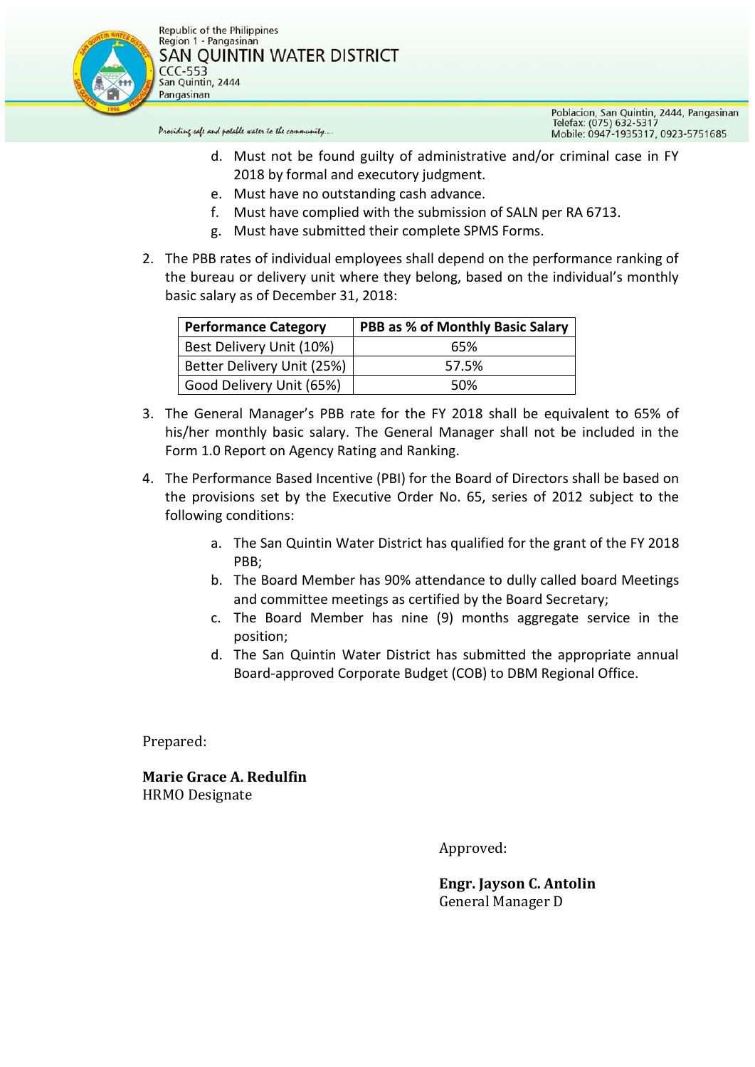d. Must not be found guilty of administrative and/or criminal case in FY 2018 by formal and executory judgment.
e. Must have no outstanding cash advance.
f. Must have complied with the submission of SALN per RA 6713.
g. Must have submitted their complete SPMS Forms.

2. The PBB rates of individual employees shall depend on the performance ranking of the bureau or delivery unit where they belong, based on the individual's monthly basic salary as of December 31, 2018:

| Performance Category | PBB as % of Monthly Basic Salary |
|---|---|
| Best Delivery Unit (10%) | 65% |
| Better Delivery Unit (25%) | 57.5% |
| Good Delivery Unit (65%) | 50% |

3. The General Manager's PBB rate for the FY 2018 shall be equivalent to 65% of his/her monthly basic salary. The General Manager shall not be included in the Form 1.0 Report on Agency Rating and Ranking.

4. The Performance Based Incentive (PBI) for the Board of Directors shall be based on the provisions set by the Executive Order No. 65, series of 2012 subject to the following conditions:

   a. The San Quintin Water District has qualified for the grant of the FY 2018 PBB;
   b. The Board Member has 90% attendance to dully called board Meetings and committee meetings as certified by the Board Secretary;
   c. The Board Member has nine (9) months aggregate service in the position;
   d. The San Quintin Water District has submitted the appropriate annual Board-approved Corporate Budget (COB) to DBM Regional Office.

Prepared:

**Marie Grace A. Redulfin**
HRMO Designate

Approved:

**Engr. Jayson C. Antolin**
General Manager D